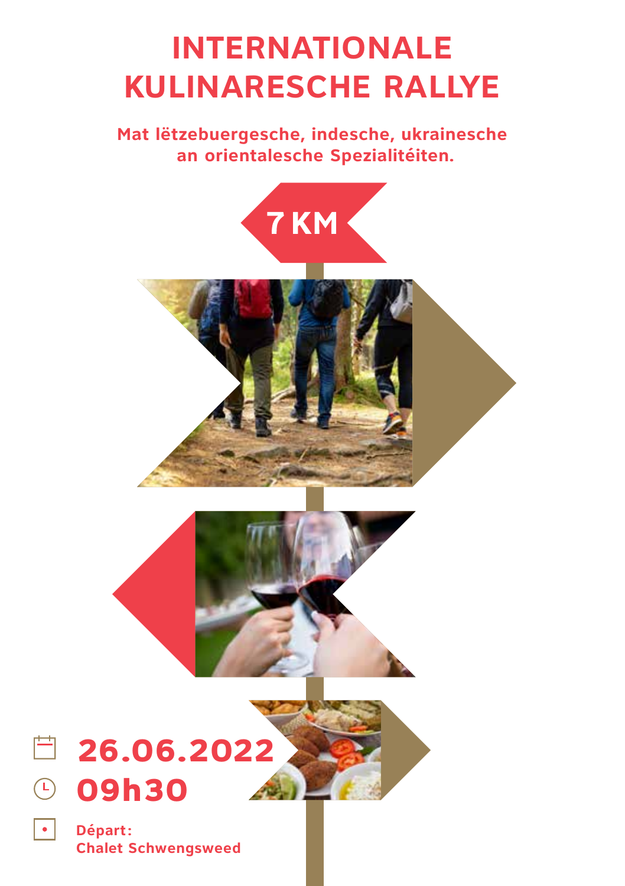# INTERNATIONALE KULINARESCHE RALLYE

**Mat lëtzebuergesche, indesche, ukrainesche an orientalesche Spezialitéiten.**

**7 KM**

**26.06.2022**

**09h30**

**Départ: Chalet Schwengsweed**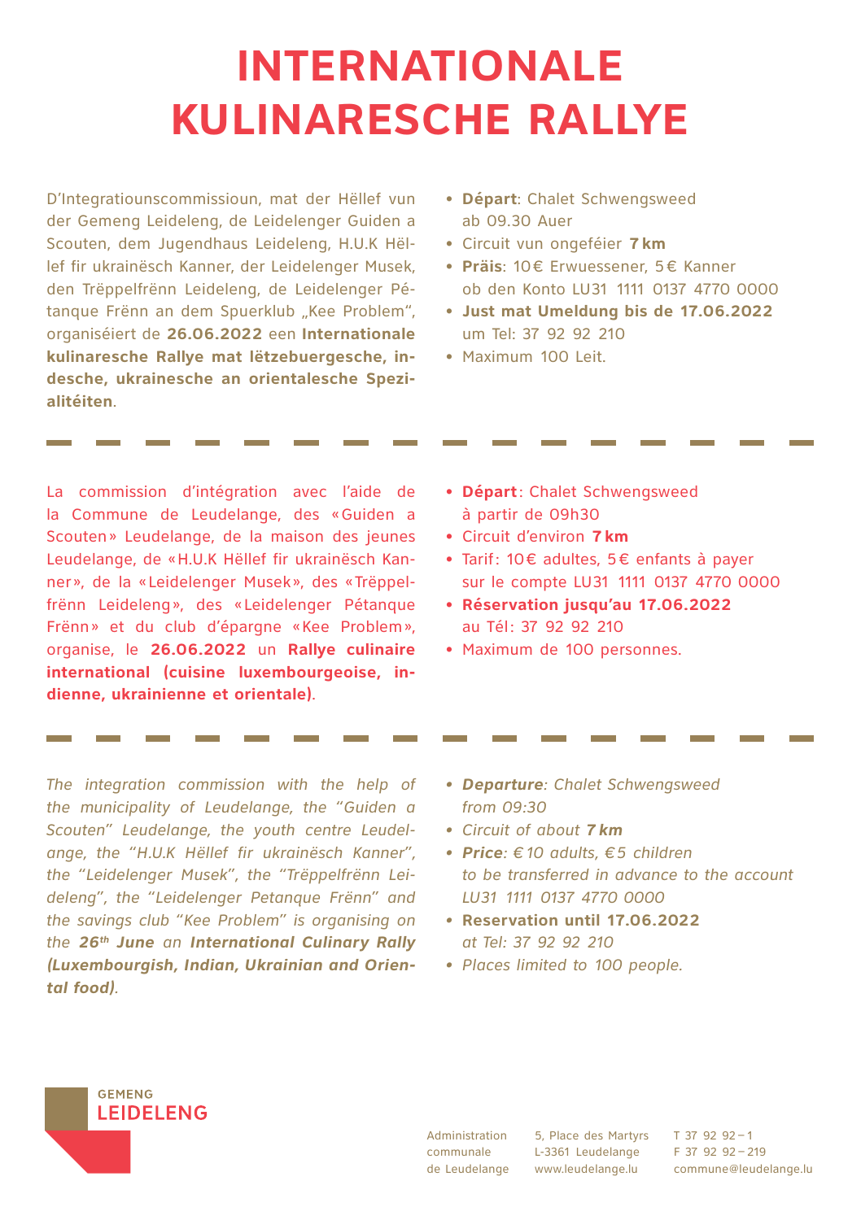# INTERNATIONALE KULINARESCHE RALLYE

D'Integratiounscommissioun, mat der Hëllef vun der Gemeng Leideleng, de Leidelenger Guiden a Scouten, dem Jugendhaus Leideleng, H.U.K Hëllef fir ukrainësch Kanner, der Leidelenger Musek, den Trëppelfrënn Leideleng, de Leidelenger Pétanque Frënn an dem Spuerklub „Kee Problem", organiséiert de **26.06.2022** een **Internationale kulinaresche Rallye mat lëtzebuergesche, indesche, ukrainesche an orientalesche Spezialitéiten**.

- **Départ**: Chalet Schwengsweed ab 09.30 Auer
- Circuit vun ongeféier **7 km**
- **Präis**: 10 € Erwuessener, 5 € Kanner ob den Konto LU31 1111 0137 4770 0000
- **Just mat Umeldung bis de 17.06.2022** um Tel: 37 92 92 210
- Maximum 100 Leit.

---

La commission d'intégration avec l'aide de la Commune de Leudelange, des «Guiden a Scouten» Leudelange, de la maison des jeunes Leudelange, de «H.U.K Hëllef fir ukrainësch Kanner», de la «Leidelenger Musek», des «Trëppelfrënn Leideleng», des «Leidelenger Pétanque Frënn» et du club d'épargne «Kee Problem», organise, le **26.06.2022** un **Rallye culinaire international (cuisine luxembourgeoise, indienne, ukrainienne et orientale)**.

- **Départ**: Chalet Schwengsweed à partir de 09h30
- Circuit d'environ **7 km**
- Tarif: 10 € adultes, 5 € enfants à payer sur le compte LU31 1111 0137 4770 0000
- **Réservation jusqu'au 17.06.2022** au Tél: 37 92 92 210
- Maximum de 100 personnes.

---

*The integration commission with the help of the municipality of Leudelange, the "Guiden a Scouten" Leudelange, the youth centre Leudelange, the "H.U.K Hëllef fir ukrainësch Kanner", the "Leidelenger Musek", the "Trëppelfrënn Leideleng", the "Leidelenger Petanque Frënn" and the savings club "Kee Problem" is organising on the* ***26th June*** *an* ***International Culinary Rally (Luxembourgish, Indian, Ukrainian and Oriental food)****.*

- ***Departure****: Chalet Schwengsweed from 09:30*
- *Circuit of about* ***7 km***
- ***Price****: € 10 adults, € 5 children to be transferred in advance to the account LU31 1111 0137 4770 0000*
- ***Reservation until 17.06.2022*** *at Tel: 37 92 92 210*
- *Places limited to 100 people.*

GEMENG
LEIDELENG

Administration communale de Leudelange
5, Place des Martyrs
L-3361 Leudelange
www.leudelange.lu
T 37 92 92 – 1
F 37 92 92 – 219
commune@leudelange.lu